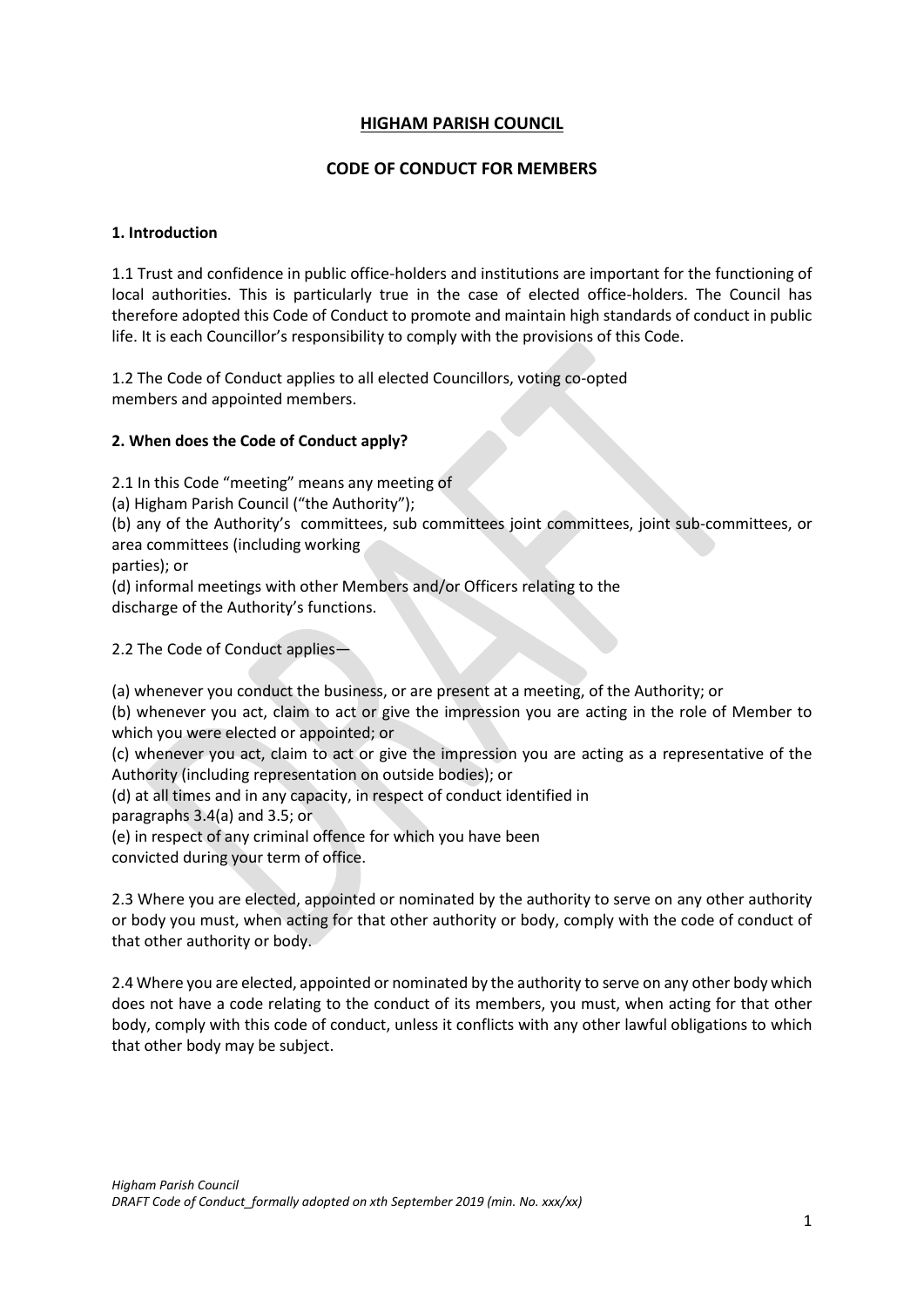# HIGHAM PARISH COUNCIL

## CODE OF CONDUCT FOR MEMBERS

### 1. Introduction

1.1 Trust and confidence in public office-holders and institutions are important for the functioning of local authorities. This is particularly true in the case of elected office-holders. The Council has therefore adopted this Code of Conduct to promote and maintain high standards of conduct in public life. It is each Councillor's responsibility to comply with the provisions of this Code.

1.2 The Code of Conduct applies to all elected Councillors, voting co-opted members and appointed members.

### 2. When does the Code of Conduct apply?

2.1 In this Code "meeting" means any meeting of

(a) Higham Parish Council ("the Authority");

(b) any of the Authority's committees, sub committees joint committees, joint sub-committees, or area committees (including working parties); or

(d) informal meetings with other Members and/or Officers relating to the discharge of the Authority's functions.

2.2 The Code of Conduct applies—

(a) whenever you conduct the business, or are present at a meeting, of the Authority; or

(b) whenever you act, claim to act or give the impression you are acting in the role of Member to which you were elected or appointed; or

(c) whenever you act, claim to act or give the impression you are acting as a representative of the Authority (including representation on outside bodies); or

(d) at all times and in any capacity, in respect of conduct identified in paragraphs 3.4(a) and 3.5; or

(e) in respect of any criminal offence for which you have been convicted during your term of office.

2.3 Where you are elected, appointed or nominated by the authority to serve on any other authority or body you must, when acting for that other authority or body, comply with the code of conduct of that other authority or body.

2.4 Where you are elected, appointed or nominated by the authority to serve on any other body which does not have a code relating to the conduct of its members, you must, when acting for that other body, comply with this code of conduct, unless it conflicts with any other lawful obligations to which that other body may be subject.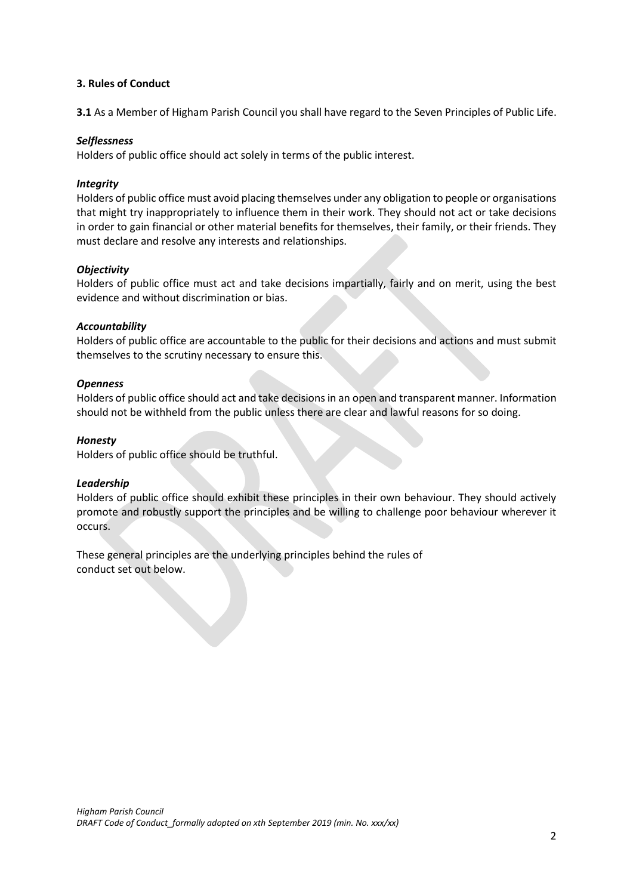### 3. Rules of Conduct

**3.1** As a Member of Higham Parish Council you shall have regard to the Seven Principles of Public Life.

***Selflessness***
Holders of public office should act solely in terms of the public interest.

***Integrity***
Holders of public office must avoid placing themselves under any obligation to people or organisations that might try inappropriately to influence them in their work. They should not act or take decisions in order to gain financial or other material benefits for themselves, their family, or their friends. They must declare and resolve any interests and relationships.

***Objectivity***
Holders of public office must act and take decisions impartially, fairly and on merit, using the best evidence and without discrimination or bias.

***Accountability***
Holders of public office are accountable to the public for their decisions and actions and must submit themselves to the scrutiny necessary to ensure this.

***Openness***
Holders of public office should act and take decisions in an open and transparent manner. Information should not be withheld from the public unless there are clear and lawful reasons for so doing.

***Honesty***
Holders of public office should be truthful.

***Leadership***
Holders of public office should exhibit these principles in their own behaviour. They should actively promote and robustly support the principles and be willing to challenge poor behaviour wherever it occurs.

These general principles are the underlying principles behind the rules of conduct set out below.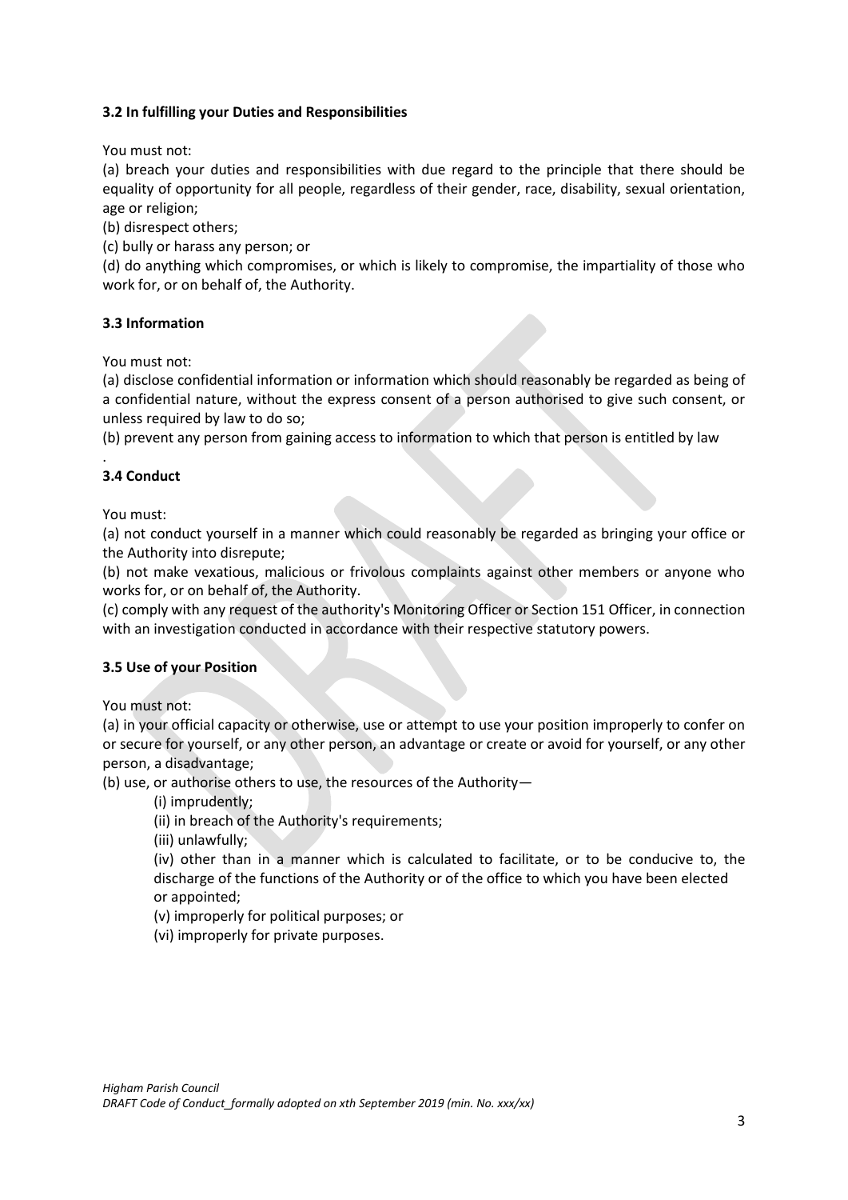### 3.2 In fulfilling your Duties and Responsibilities

You must not:

(a) breach your duties and responsibilities with due regard to the principle that there should be equality of opportunity for all people, regardless of their gender, race, disability, sexual orientation, age or religion;

(b) disrespect others;

(c) bully or harass any person; or

(d) do anything which compromises, or which is likely to compromise, the impartiality of those who work for, or on behalf of, the Authority.

### 3.3 Information

You must not:

(a) disclose confidential information or information which should reasonably be regarded as being of a confidential nature, without the express consent of a person authorised to give such consent, or unless required by law to do so;

(b) prevent any person from gaining access to information to which that person is entitled by law

.

### 3.4 Conduct

You must:

(a) not conduct yourself in a manner which could reasonably be regarded as bringing your office or the Authority into disrepute;

(b) not make vexatious, malicious or frivolous complaints against other members or anyone who works for, or on behalf of, the Authority.

(c) comply with any request of the authority's Monitoring Officer or Section 151 Officer, in connection with an investigation conducted in accordance with their respective statutory powers.

### 3.5 Use of your Position

You must not:

(a) in your official capacity or otherwise, use or attempt to use your position improperly to confer on or secure for yourself, or any other person, an advantage or create or avoid for yourself, or any other person, a disadvantage;

(b) use, or authorise others to use, the resources of the Authority—

- (i) imprudently;
- (ii) in breach of the Authority's requirements;
- (iii) unlawfully;
- (iv) other than in a manner which is calculated to facilitate, or to be conducive to, the discharge of the functions of the Authority or of the office to which you have been elected or appointed;
- (v) improperly for political purposes; or
- (vi) improperly for private purposes.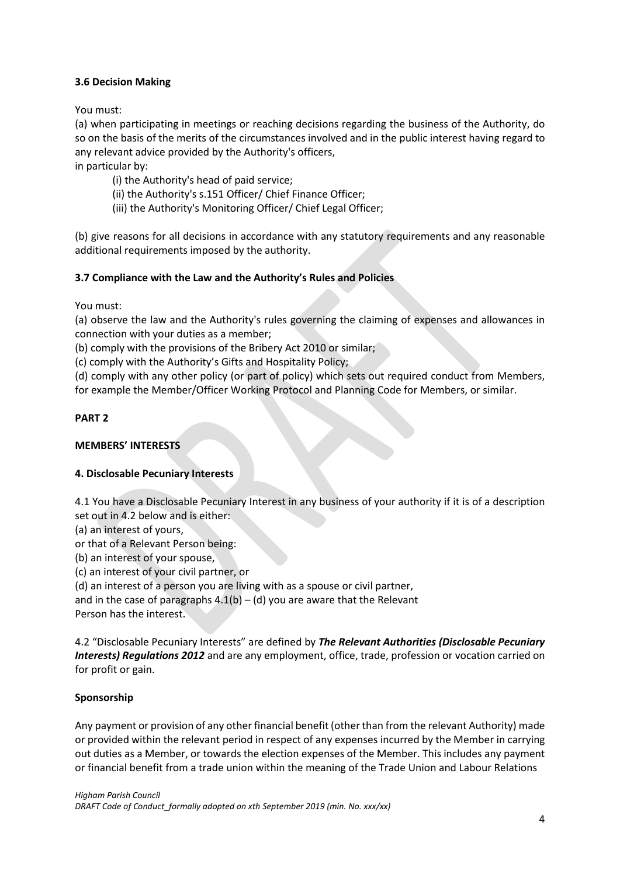**3.6 Decision Making**

You must:

(a) when participating in meetings or reaching decisions regarding the business of the Authority, do so on the basis of the merits of the circumstances involved and in the public interest having regard to any relevant advice provided by the Authority's officers,
in particular by:

(i) the Authority's head of paid service;
(ii) the Authority's s.151 Officer/ Chief Finance Officer;
(iii) the Authority's Monitoring Officer/ Chief Legal Officer;

(b) give reasons for all decisions in accordance with any statutory requirements and any reasonable additional requirements imposed by the authority.

**3.7 Compliance with the Law and the Authority's Rules and Policies**

You must:

(a) observe the law and the Authority's rules governing the claiming of expenses and allowances in connection with your duties as a member;
(b) comply with the provisions of the Bribery Act 2010 or similar;
(c) comply with the Authority's Gifts and Hospitality Policy;
(d) comply with any other policy (or part of policy) which sets out required conduct from Members, for example the Member/Officer Working Protocol and Planning Code for Members, or similar.

**PART 2**

**MEMBERS' INTERESTS**

**4. Disclosable Pecuniary Interests**

4.1 You have a Disclosable Pecuniary Interest in any business of your authority if it is of a description set out in 4.2 below and is either:
(a) an interest of yours,
or that of a Relevant Person being:
(b) an interest of your spouse,
(c) an interest of your civil partner, or
(d) an interest of a person you are living with as a spouse or civil partner,
and in the case of paragraphs 4.1(b) – (d) you are aware that the Relevant Person has the interest.

4.2 "Disclosable Pecuniary Interests" are defined by ***The Relevant Authorities (Disclosable Pecuniary Interests) Regulations 2012*** and are any employment, office, trade, profession or vocation carried on for profit or gain.

**Sponsorship**

Any payment or provision of any other financial benefit (other than from the relevant Authority) made or provided within the relevant period in respect of any expenses incurred by the Member in carrying out duties as a Member, or towards the election expenses of the Member. This includes any payment or financial benefit from a trade union within the meaning of the Trade Union and Labour Relations

*Higham Parish Council*
*DRAFT Code of Conduct_formally adopted on xth September 2019 (min. No. xxx/xx)*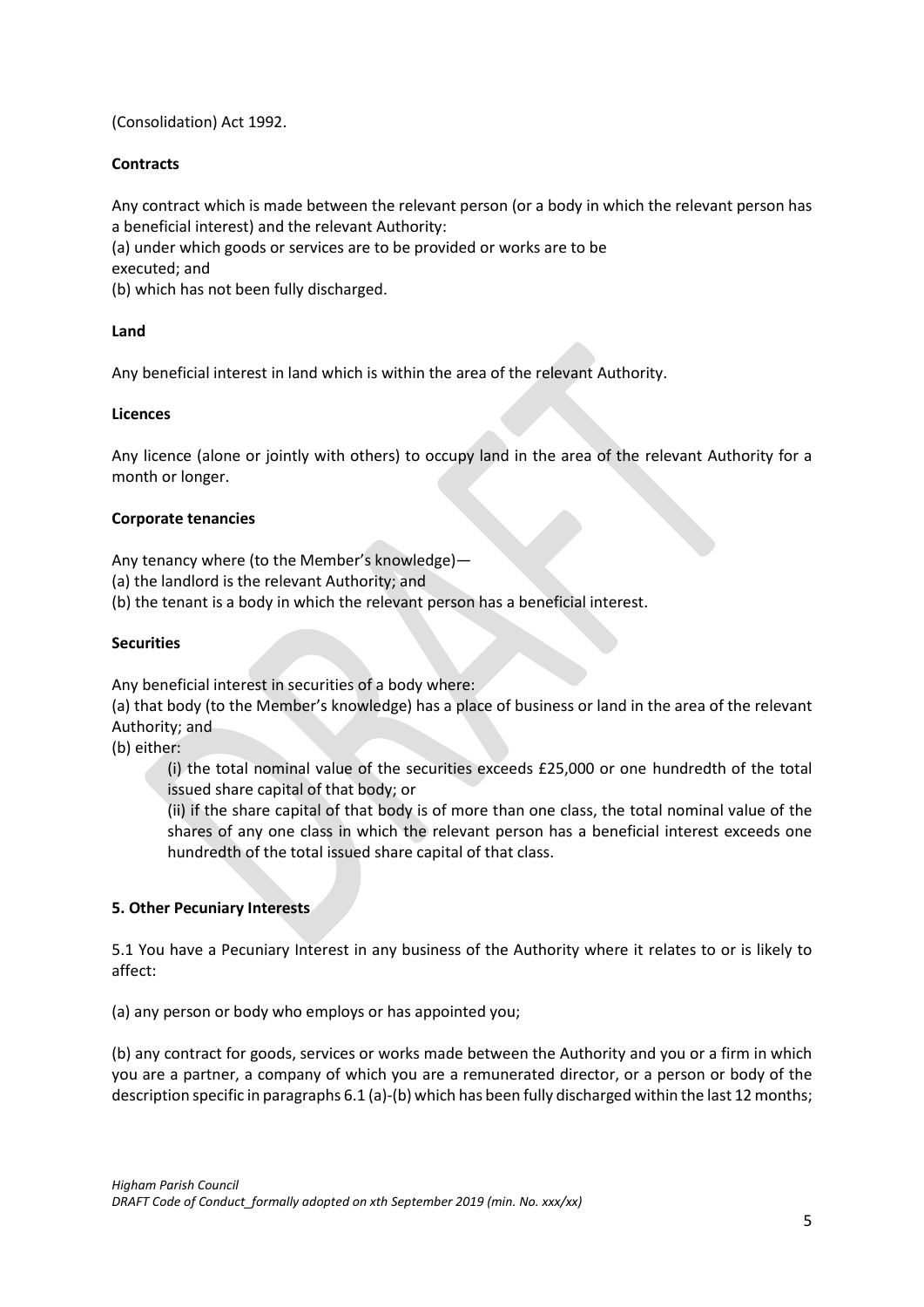(Consolidation) Act 1992.

**Contracts**

Any contract which is made between the relevant person (or a body in which the relevant person has a beneficial interest) and the relevant Authority:
(a) under which goods or services are to be provided or works are to be executed; and
(b) which has not been fully discharged.

**Land**

Any beneficial interest in land which is within the area of the relevant Authority.

**Licences**

Any licence (alone or jointly with others) to occupy land in the area of the relevant Authority for a month or longer.

**Corporate tenancies**

Any tenancy where (to the Member's knowledge)—
(a) the landlord is the relevant Authority; and
(b) the tenant is a body in which the relevant person has a beneficial interest.

**Securities**

Any beneficial interest in securities of a body where:
(a) that body (to the Member's knowledge) has a place of business or land in the area of the relevant Authority; and
(b) either:

> (i) the total nominal value of the securities exceeds £25,000 or one hundredth of the total issued share capital of that body; or
>
> (ii) if the share capital of that body is of more than one class, the total nominal value of the shares of any one class in which the relevant person has a beneficial interest exceeds one hundredth of the total issued share capital of that class.

**5. Other Pecuniary Interests**

5.1 You have a Pecuniary Interest in any business of the Authority where it relates to or is likely to affect:

(a) any person or body who employs or has appointed you;

(b) any contract for goods, services or works made between the Authority and you or a firm in which you are a partner, a company of which you are a remunerated director, or a person or body of the description specific in paragraphs 6.1 (a)-(b) which has been fully discharged within the last 12 months;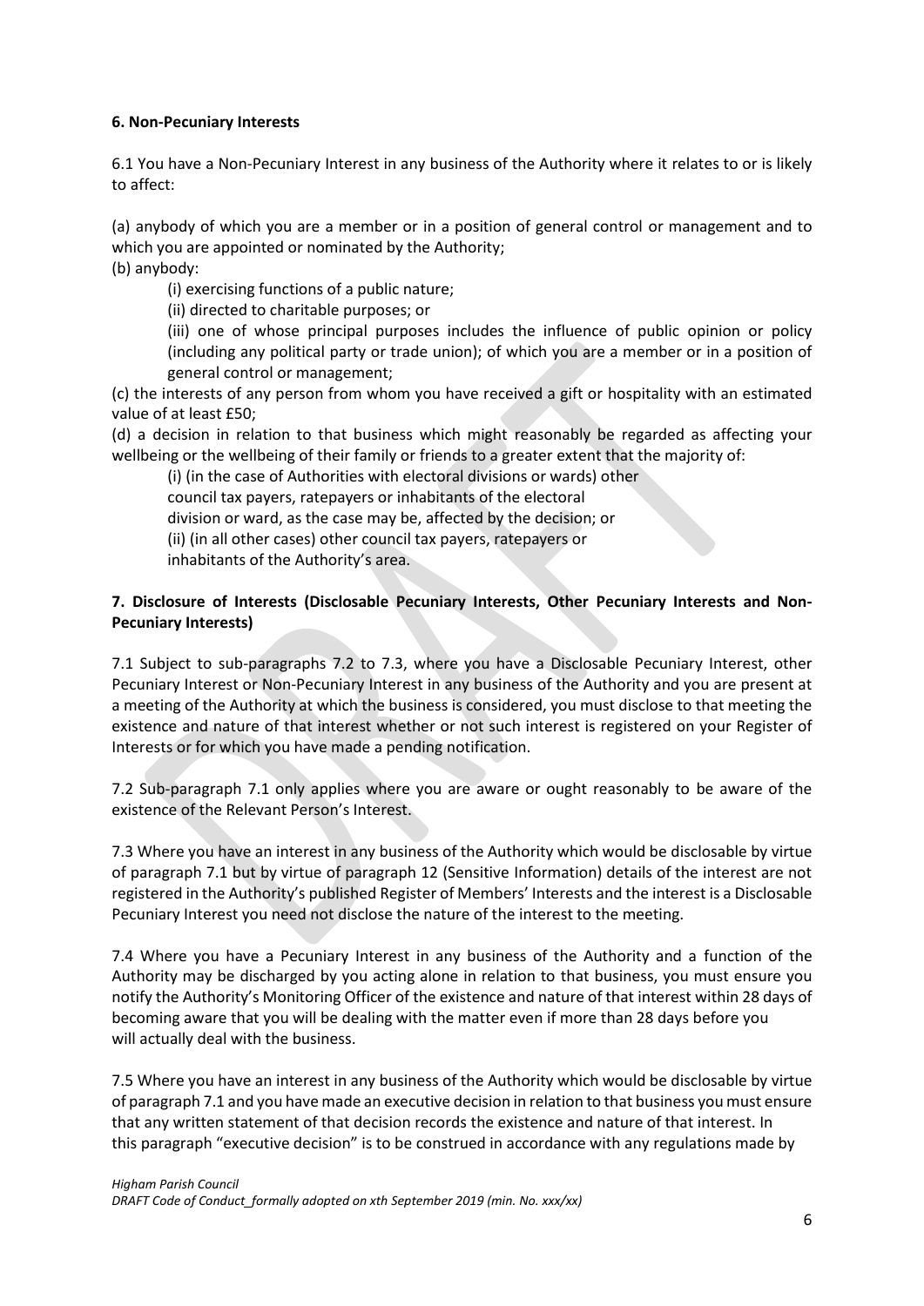**6. Non-Pecuniary Interests**

6.1 You have a Non-Pecuniary Interest in any business of the Authority where it relates to or is likely to affect:

(a) anybody of which you are a member or in a position of general control or management and to which you are appointed or nominated by the Authority;

(b) anybody:

> (i) exercising functions of a public nature;
>
> (ii) directed to charitable purposes; or
>
> (iii) one of whose principal purposes includes the influence of public opinion or policy (including any political party or trade union); of which you are a member or in a position of general control or management;

(c) the interests of any person from whom you have received a gift or hospitality with an estimated value of at least £50;

(d) a decision in relation to that business which might reasonably be regarded as affecting your wellbeing or the wellbeing of their family or friends to a greater extent that the majority of:

> (i) (in the case of Authorities with electoral divisions or wards) other council tax payers, ratepayers or inhabitants of the electoral division or ward, as the case may be, affected by the decision; or
>
> (ii) (in all other cases) other council tax payers, ratepayers or inhabitants of the Authority's area.

**7. Disclosure of Interests (Disclosable Pecuniary Interests, Other Pecuniary Interests and Non-Pecuniary Interests)**

7.1 Subject to sub-paragraphs 7.2 to 7.3, where you have a Disclosable Pecuniary Interest, other Pecuniary Interest or Non-Pecuniary Interest in any business of the Authority and you are present at a meeting of the Authority at which the business is considered, you must disclose to that meeting the existence and nature of that interest whether or not such interest is registered on your Register of Interests or for which you have made a pending notification.

7.2 Sub-paragraph 7.1 only applies where you are aware or ought reasonably to be aware of the existence of the Relevant Person's Interest.

7.3 Where you have an interest in any business of the Authority which would be disclosable by virtue of paragraph 7.1 but by virtue of paragraph 12 (Sensitive Information) details of the interest are not registered in the Authority's published Register of Members' Interests and the interest is a Disclosable Pecuniary Interest you need not disclose the nature of the interest to the meeting.

7.4 Where you have a Pecuniary Interest in any business of the Authority and a function of the Authority may be discharged by you acting alone in relation to that business, you must ensure you notify the Authority's Monitoring Officer of the existence and nature of that interest within 28 days of becoming aware that you will be dealing with the matter even if more than 28 days before you will actually deal with the business.

7.5 Where you have an interest in any business of the Authority which would be disclosable by virtue of paragraph 7.1 and you have made an executive decision in relation to that business you must ensure that any written statement of that decision records the existence and nature of that interest. In this paragraph "executive decision" is to be construed in accordance with any regulations made by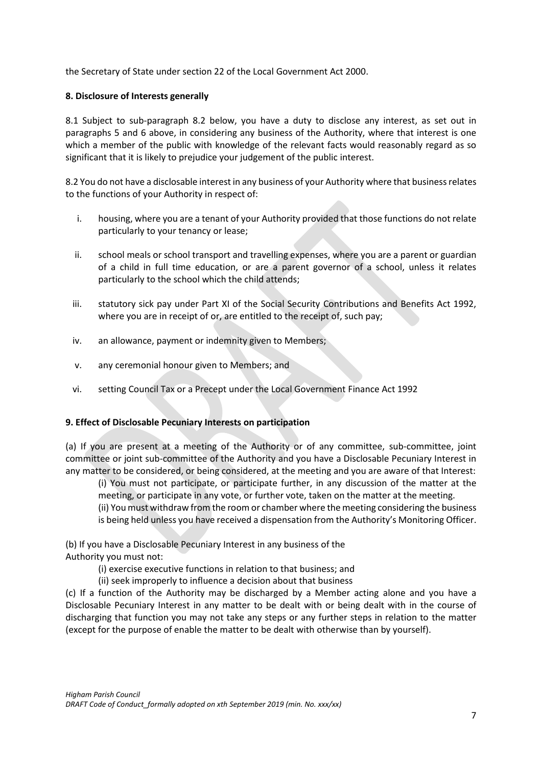the Secretary of State under section 22 of the Local Government Act 2000.

**8. Disclosure of Interests generally**

8.1 Subject to sub-paragraph 8.2 below, you have a duty to disclose any interest, as set out in paragraphs 5 and 6 above, in considering any business of the Authority, where that interest is one which a member of the public with knowledge of the relevant facts would reasonably regard as so significant that it is likely to prejudice your judgement of the public interest.

8.2 You do not have a disclosable interest in any business of your Authority where that business relates to the functions of your Authority in respect of:

i. housing, where you are a tenant of your Authority provided that those functions do not relate particularly to your tenancy or lease;

ii. school meals or school transport and travelling expenses, where you are a parent or guardian of a child in full time education, or are a parent governor of a school, unless it relates particularly to the school which the child attends;

iii. statutory sick pay under Part XI of the Social Security Contributions and Benefits Act 1992, where you are in receipt of or, are entitled to the receipt of, such pay;

iv. an allowance, payment or indemnity given to Members;

v. any ceremonial honour given to Members; and

vi. setting Council Tax or a Precept under the Local Government Finance Act 1992

**9. Effect of Disclosable Pecuniary Interests on participation**

(a) If you are present at a meeting of the Authority or of any committee, sub-committee, joint committee or joint sub-committee of the Authority and you have a Disclosable Pecuniary Interest in any matter to be considered, or being considered, at the meeting and you are aware of that Interest:

(i) You must not participate, or participate further, in any discussion of the matter at the meeting, or participate in any vote, or further vote, taken on the matter at the meeting.

(ii) You must withdraw from the room or chamber where the meeting considering the business is being held unless you have received a dispensation from the Authority's Monitoring Officer.

(b) If you have a Disclosable Pecuniary Interest in any business of the Authority you must not:

(i) exercise executive functions in relation to that business; and

(ii) seek improperly to influence a decision about that business

(c) If a function of the Authority may be discharged by a Member acting alone and you have a Disclosable Pecuniary Interest in any matter to be dealt with or being dealt with in the course of discharging that function you may not take any steps or any further steps in relation to the matter (except for the purpose of enable the matter to be dealt with otherwise than by yourself).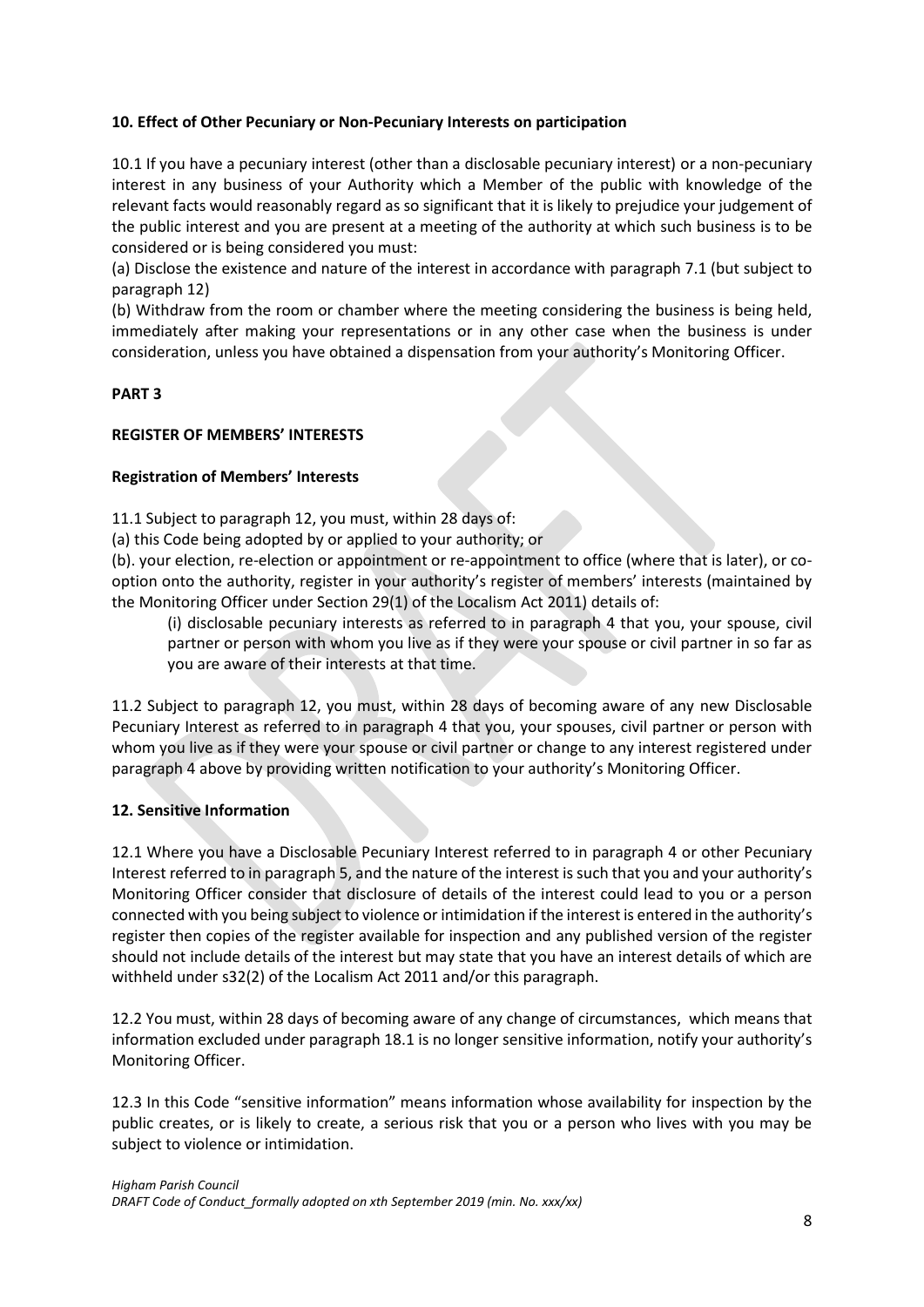**10. Effect of Other Pecuniary or Non-Pecuniary Interests on participation**

10.1 If you have a pecuniary interest (other than a disclosable pecuniary interest) or a non-pecuniary interest in any business of your Authority which a Member of the public with knowledge of the relevant facts would reasonably regard as so significant that it is likely to prejudice your judgement of the public interest and you are present at a meeting of the authority at which such business is to be considered or is being considered you must:

(a) Disclose the existence and nature of the interest in accordance with paragraph 7.1 (but subject to paragraph 12)

(b) Withdraw from the room or chamber where the meeting considering the business is being held, immediately after making your representations or in any other case when the business is under consideration, unless you have obtained a dispensation from your authority's Monitoring Officer.

**PART 3**

**REGISTER OF MEMBERS' INTERESTS**

**Registration of Members' Interests**

11.1 Subject to paragraph 12, you must, within 28 days of:

(a) this Code being adopted by or applied to your authority; or

(b). your election, re-election or appointment or re-appointment to office (where that is later), or co-option onto the authority, register in your authority's register of members' interests (maintained by the Monitoring Officer under Section 29(1) of the Localism Act 2011) details of:

> (i) disclosable pecuniary interests as referred to in paragraph 4 that you, your spouse, civil partner or person with whom you live as if they were your spouse or civil partner in so far as you are aware of their interests at that time.

11.2 Subject to paragraph 12, you must, within 28 days of becoming aware of any new Disclosable Pecuniary Interest as referred to in paragraph 4 that you, your spouses, civil partner or person with whom you live as if they were your spouse or civil partner or change to any interest registered under paragraph 4 above by providing written notification to your authority's Monitoring Officer.

**12. Sensitive Information**

12.1 Where you have a Disclosable Pecuniary Interest referred to in paragraph 4 or other Pecuniary Interest referred to in paragraph 5, and the nature of the interest is such that you and your authority's Monitoring Officer consider that disclosure of details of the interest could lead to you or a person connected with you being subject to violence or intimidation if the interest is entered in the authority's register then copies of the register available for inspection and any published version of the register should not include details of the interest but may state that you have an interest details of which are withheld under s32(2) of the Localism Act 2011 and/or this paragraph.

12.2 You must, within 28 days of becoming aware of any change of circumstances, which means that information excluded under paragraph 18.1 is no longer sensitive information, notify your authority's Monitoring Officer.

12.3 In this Code "sensitive information" means information whose availability for inspection by the public creates, or is likely to create, a serious risk that you or a person who lives with you may be subject to violence or intimidation.